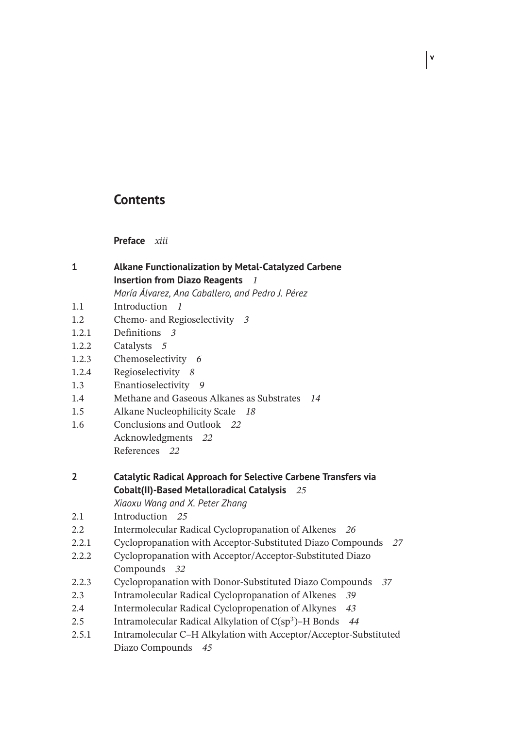# Contents

**Preface** *xiii*

**1 Alkane Functionalization by Metal-Catalyzed Carbene Insertion from Diazo Reagents** *1*
*María Álvarez, Ana Caballero, and Pedro J. Pérez*

1.1 Introduction *1*
1.2 Chemo- and Regioselectivity *3*
1.2.1 Definitions *3*
1.2.2 Catalysts *5*
1.2.3 Chemoselectivity *6*
1.2.4 Regioselectivity *8*
1.3 Enantioselectivity *9*
1.4 Methane and Gaseous Alkanes as Substrates *14*
1.5 Alkane Nucleophilicity Scale *18*
1.6 Conclusions and Outlook *22*
Acknowledgments *22*
References *22*

**2 Catalytic Radical Approach for Selective Carbene Transfers via Cobalt(II)-Based Metalloradical Catalysis** *25*
*Xiaoxu Wang and X. Peter Zhang*

2.1 Introduction *25*
2.2 Intermolecular Radical Cyclopropanation of Alkenes *26*
2.2.1 Cyclopropanation with Acceptor-Substituted Diazo Compounds *27*
2.2.2 Cyclopropanation with Acceptor/Acceptor-Substituted Diazo Compounds *32*
2.2.3 Cyclopropanation with Donor-Substituted Diazo Compounds *37*
2.3 Intramolecular Radical Cyclopropanation of Alkenes *39*
2.4 Intermolecular Radical Cyclopropenation of Alkynes *43*
2.5 Intramolecular Radical Alkylation of C($sp^3$)–H Bonds *44*
2.5.1 Intramolecular C–H Alkylation with Acceptor/Acceptor-Substituted Diazo Compounds *45*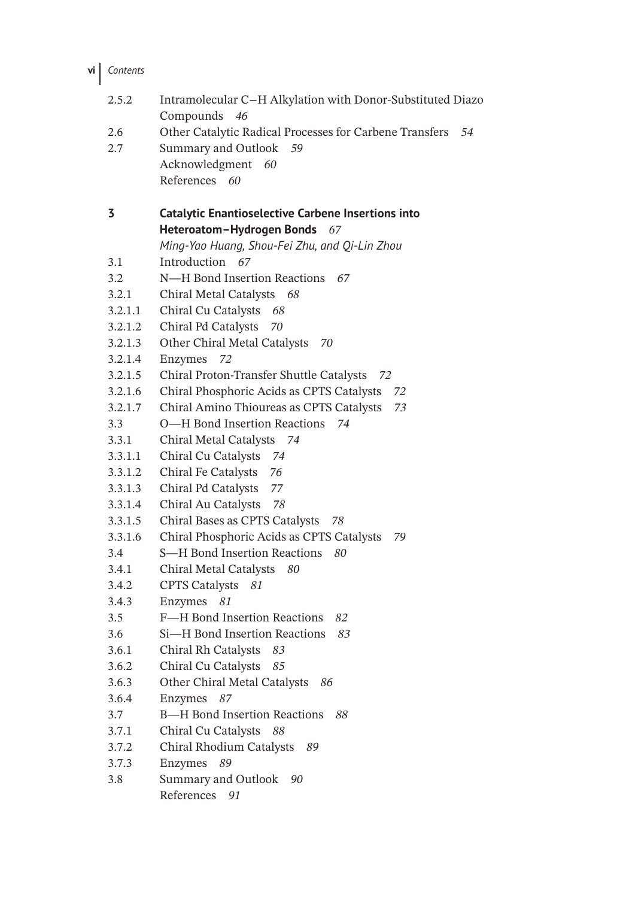2.5.2 Intramolecular C–H Alkylation with Donor-Substituted Diazo Compounds *46*
2.6 Other Catalytic Radical Processes for Carbene Transfers *54*
2.7 Summary and Outlook *59*
Acknowledgment *60*
References *60*

**3 Catalytic Enantioselective Carbene Insertions into Heteroatom–Hydrogen Bonds** *67*
*Ming-Yao Huang, Shou-Fei Zhu, and Qi-Lin Zhou*

3.1 Introduction *67*
3.2 N—H Bond Insertion Reactions *67*
3.2.1 Chiral Metal Catalysts *68*
3.2.1.1 Chiral Cu Catalysts *68*
3.2.1.2 Chiral Pd Catalysts *70*
3.2.1.3 Other Chiral Metal Catalysts *70*
3.2.1.4 Enzymes *72*
3.2.1.5 Chiral Proton-Transfer Shuttle Catalysts *72*
3.2.1.6 Chiral Phosphoric Acids as CPTS Catalysts *72*
3.2.1.7 Chiral Amino Thioureas as CPTS Catalysts *73*
3.3 O—H Bond Insertion Reactions *74*
3.3.1 Chiral Metal Catalysts *74*
3.3.1.1 Chiral Cu Catalysts *74*
3.3.1.2 Chiral Fe Catalysts *76*
3.3.1.3 Chiral Pd Catalysts *77*
3.3.1.4 Chiral Au Catalysts *78*
3.3.1.5 Chiral Bases as CPTS Catalysts *78*
3.3.1.6 Chiral Phosphoric Acids as CPTS Catalysts *79*
3.4 S—H Bond Insertion Reactions *80*
3.4.1 Chiral Metal Catalysts *80*
3.4.2 CPTS Catalysts *81*
3.4.3 Enzymes *81*
3.5 F—H Bond Insertion Reactions *82*
3.6 Si—H Bond Insertion Reactions *83*
3.6.1 Chiral Rh Catalysts *83*
3.6.2 Chiral Cu Catalysts *85*
3.6.3 Other Chiral Metal Catalysts *86*
3.6.4 Enzymes *87*
3.7 B—H Bond Insertion Reactions *88*
3.7.1 Chiral Cu Catalysts *88*
3.7.2 Chiral Rhodium Catalysts *89*
3.7.3 Enzymes *89*
3.8 Summary and Outlook *90*
References *91*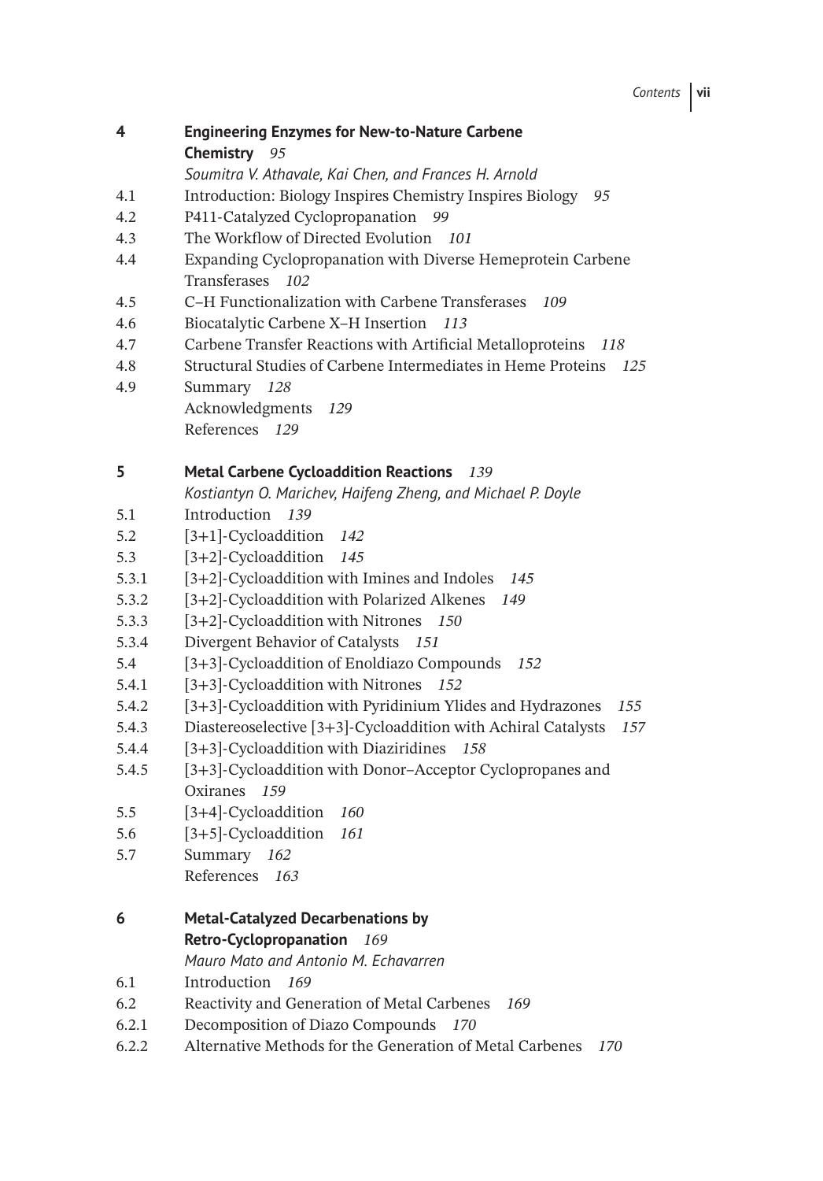**4 Engineering Enzymes for New-to-Nature Carbene Chemistry** *95*

*Soumitra V. Athavale, Kai Chen, and Frances H. Arnold*

4.1 Introduction: Biology Inspires Chemistry Inspires Biology *95*
4.2 P411-Catalyzed Cyclopropanation *99*
4.3 The Workflow of Directed Evolution *101*
4.4 Expanding Cyclopropanation with Diverse Hemeprotein Carbene Transferases *102*
4.5 C–H Functionalization with Carbene Transferases *109*
4.6 Biocatalytic Carbene X–H Insertion *113*
4.7 Carbene Transfer Reactions with Artificial Metalloproteins *118*
4.8 Structural Studies of Carbene Intermediates in Heme Proteins *125*
4.9 Summary *128*
Acknowledgments *129*
References *129*

**5 Metal Carbene Cycloaddition Reactions** *139*

*Kostiantyn O. Marichev, Haifeng Zheng, and Michael P. Doyle*

5.1 Introduction *139*
5.2 [3+1]-Cycloaddition *142*
5.3 [3+2]-Cycloaddition *145*
5.3.1 [3+2]-Cycloaddition with Imines and Indoles *145*
5.3.2 [3+2]-Cycloaddition with Polarized Alkenes *149*
5.3.3 [3+2]-Cycloaddition with Nitrones *150*
5.3.4 Divergent Behavior of Catalysts *151*
5.4 [3+3]-Cycloaddition of Enoldiazo Compounds *152*
5.4.1 [3+3]-Cycloaddition with Nitrones *152*
5.4.2 [3+3]-Cycloaddition with Pyridinium Ylides and Hydrazones *155*
5.4.3 Diastereoselective [3+3]-Cycloaddition with Achiral Catalysts *157*
5.4.4 [3+3]-Cycloaddition with Diaziridines *158*
5.4.5 [3+3]-Cycloaddition with Donor–Acceptor Cyclopropanes and Oxiranes *159*
5.5 [3+4]-Cycloaddition *160*
5.6 [3+5]-Cycloaddition *161*
5.7 Summary *162*
References *163*

**6 Metal-Catalyzed Decarbenations by Retro-Cyclopropanation** *169*

*Mauro Mato and Antonio M. Echavarren*

6.1 Introduction *169*
6.2 Reactivity and Generation of Metal Carbenes *169*
6.2.1 Decomposition of Diazo Compounds *170*
6.2.2 Alternative Methods for the Generation of Metal Carbenes *170*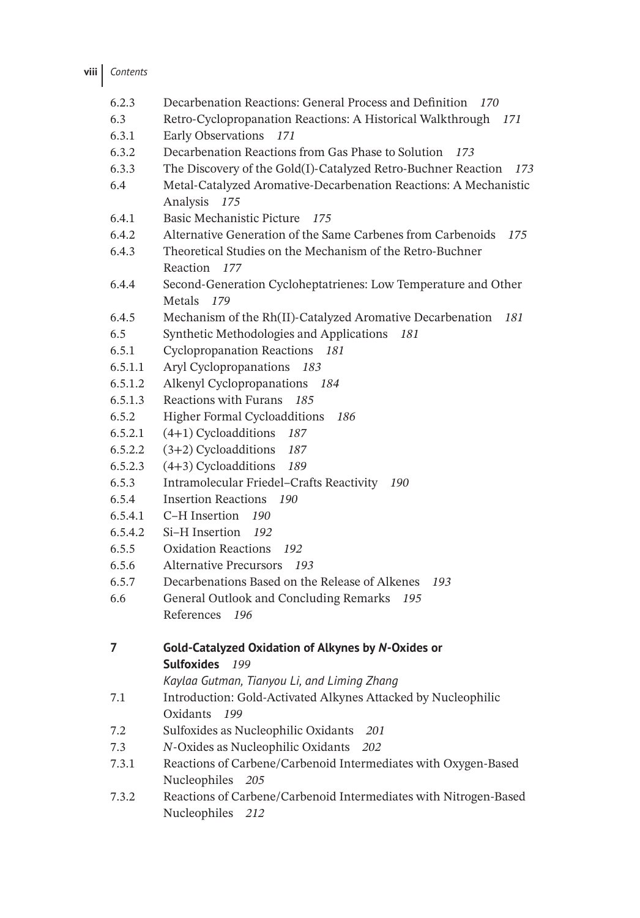6.2.3 Decarbenation Reactions: General Process and Definition *170*
6.3 Retro-Cyclopropanation Reactions: A Historical Walkthrough *171*
6.3.1 Early Observations *171*
6.3.2 Decarbenation Reactions from Gas Phase to Solution *173*
6.3.3 The Discovery of the Gold(I)-Catalyzed Retro-Buchner Reaction *173*
6.4 Metal-Catalyzed Aromative-Decarbenation Reactions: A Mechanistic Analysis *175*
6.4.1 Basic Mechanistic Picture *175*
6.4.2 Alternative Generation of the Same Carbenes from Carbenoids *175*
6.4.3 Theoretical Studies on the Mechanism of the Retro-Buchner Reaction *177*
6.4.4 Second-Generation Cycloheptatrienes: Low Temperature and Other Metals *179*
6.4.5 Mechanism of the Rh(II)-Catalyzed Aromative Decarbenation *181*
6.5 Synthetic Methodologies and Applications *181*
6.5.1 Cyclopropanation Reactions *181*
6.5.1.1 Aryl Cyclopropanations *183*
6.5.1.2 Alkenyl Cyclopropanations *184*
6.5.1.3 Reactions with Furans *185*
6.5.2 Higher Formal Cycloadditions *186*
6.5.2.1 (4+1) Cycloadditions *187*
6.5.2.2 (3+2) Cycloadditions *187*
6.5.2.3 (4+3) Cycloadditions *189*
6.5.3 Intramolecular Friedel–Crafts Reactivity *190*
6.5.4 Insertion Reactions *190*
6.5.4.1 C–H Insertion *190*
6.5.4.2 Si–H Insertion *192*
6.5.5 Oxidation Reactions *192*
6.5.6 Alternative Precursors *193*
6.5.7 Decarbenations Based on the Release of Alkenes *193*
6.6 General Outlook and Concluding Remarks *195*
References *196*

**7 Gold-Catalyzed Oxidation of Alkynes by *N*-Oxides or Sulfoxides** *199*
*Kaylaa Gutman, Tianyou Li, and Liming Zhang*

7.1 Introduction: Gold-Activated Alkynes Attacked by Nucleophilic Oxidants *199*
7.2 Sulfoxides as Nucleophilic Oxidants *201*
7.3 *N*-Oxides as Nucleophilic Oxidants *202*
7.3.1 Reactions of Carbene/Carbenoid Intermediates with Oxygen-Based Nucleophiles *205*
7.3.2 Reactions of Carbene/Carbenoid Intermediates with Nitrogen-Based Nucleophiles *212*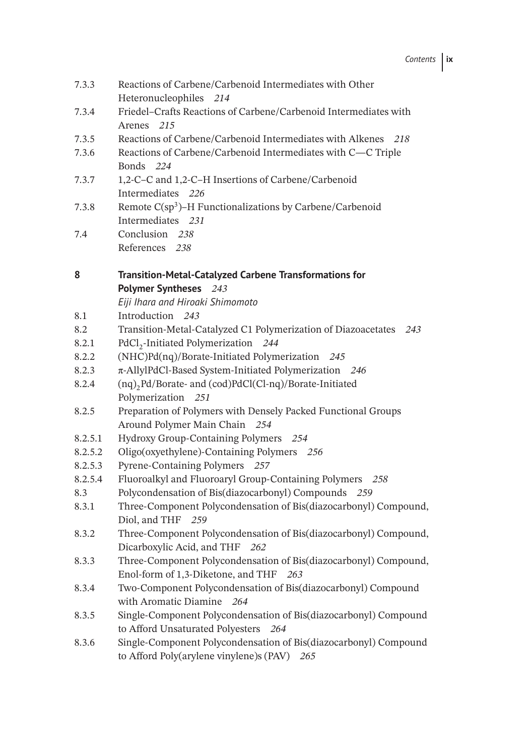7.3.3 Reactions of Carbene/Carbenoid Intermediates with Other Heteronucleophiles *214*

7.3.4 Friedel–Crafts Reactions of Carbene/Carbenoid Intermediates with Arenes *215*

7.3.5 Reactions of Carbene/Carbenoid Intermediates with Alkenes *218*

7.3.6 Reactions of Carbene/Carbenoid Intermediates with C—C Triple Bonds *224*

7.3.7 1,2-C–C and 1,2-C–H Insertions of Carbene/Carbenoid Intermediates *226*

7.3.8 Remote $C(sp^3)$–H Functionalizations by Carbene/Carbenoid Intermediates *231*

7.4 Conclusion *238*

References *238*

**8 Transition-Metal-Catalyzed Carbene Transformations for Polymer Syntheses** *243*

*Eiji Ihara and Hiroaki Shimomoto*

8.1 Introduction *243*

8.2 Transition-Metal-Catalyzed C1 Polymerization of Diazoacetates *243*

8.2.1 $PdCl_2$-Initiated Polymerization *244*

8.2.2 (NHC)Pd(nq)/Borate-Initiated Polymerization *245*

8.2.3 π-AllylPdCl-Based System-Initiated Polymerization *246*

8.2.4 $(nq)_2Pd$/Borate- and (cod)PdCl(Cl-nq)/Borate-Initiated Polymerization *251*

8.2.5 Preparation of Polymers with Densely Packed Functional Groups Around Polymer Main Chain *254*

8.2.5.1 Hydroxy Group-Containing Polymers *254*

8.2.5.2 Oligo(oxyethylene)-Containing Polymers *256*

8.2.5.3 Pyrene-Containing Polymers *257*

8.2.5.4 Fluoroalkyl and Fluoroaryl Group-Containing Polymers *258*

8.3 Polycondensation of Bis(diazocarbonyl) Compounds *259*

8.3.1 Three-Component Polycondensation of Bis(diazocarbonyl) Compound, Diol, and THF *259*

8.3.2 Three-Component Polycondensation of Bis(diazocarbonyl) Compound, Dicarboxylic Acid, and THF *262*

8.3.3 Three-Component Polycondensation of Bis(diazocarbonyl) Compound, Enol-form of 1,3-Diketone, and THF *263*

8.3.4 Two-Component Polycondensation of Bis(diazocarbonyl) Compound with Aromatic Diamine *264*

8.3.5 Single-Component Polycondensation of Bis(diazocarbonyl) Compound to Afford Unsaturated Polyesters *264*

8.3.6 Single-Component Polycondensation of Bis(diazocarbonyl) Compound to Afford Poly(arylene vinylene)s (PAV) *265*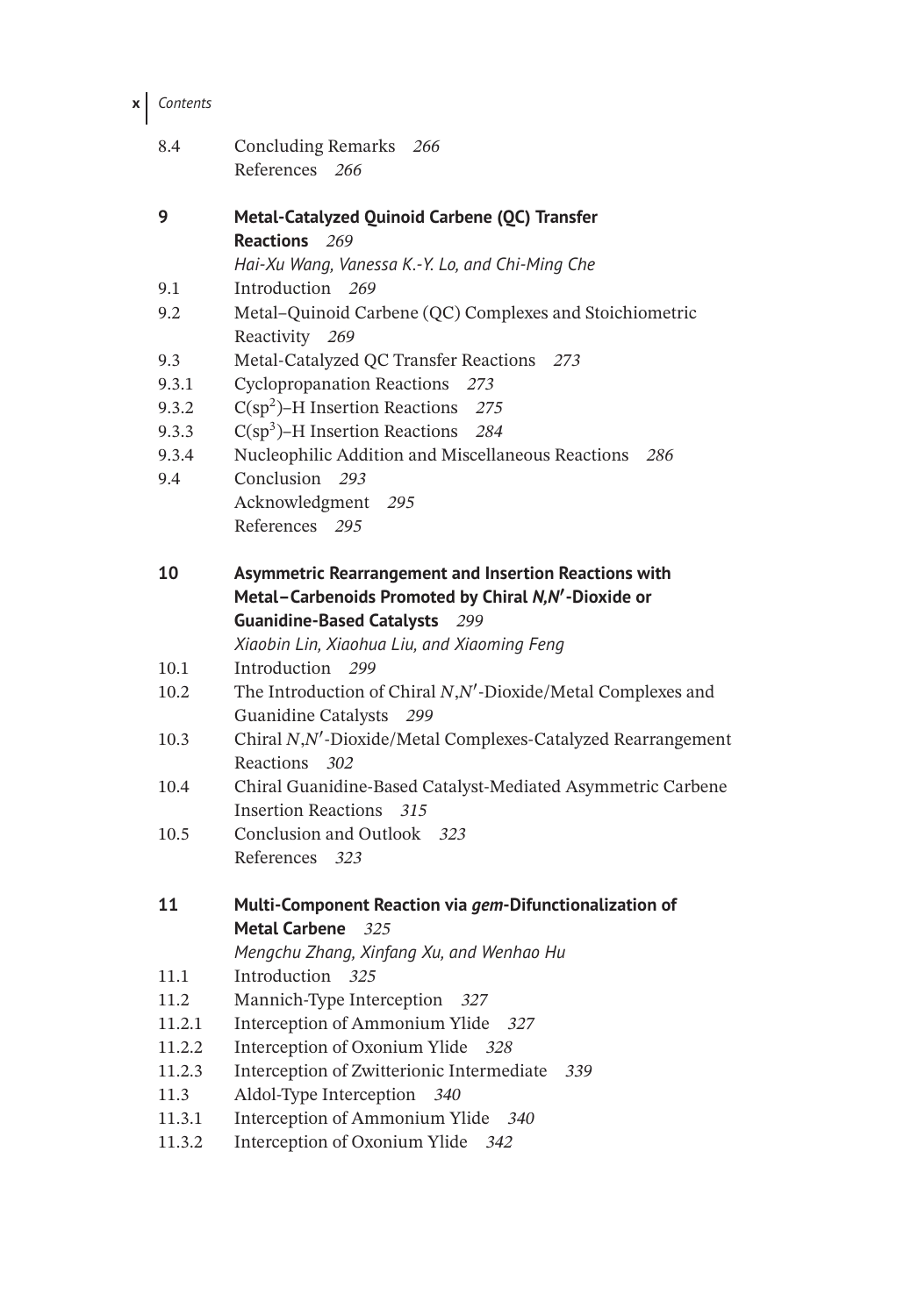8.4 Concluding Remarks *266*
References *266*

**9 Metal-Catalyzed Quinoid Carbene (QC) Transfer Reactions** *269*
*Hai-Xu Wang, Vanessa K.-Y. Lo, and Chi-Ming Che*

9.1 Introduction *269*
9.2 Metal–Quinoid Carbene (QC) Complexes and Stoichiometric Reactivity *269*
9.3 Metal-Catalyzed QC Transfer Reactions *273*
9.3.1 Cyclopropanation Reactions *273*
9.3.2 $C(sp^2)$–H Insertion Reactions *275*
9.3.3 $C(sp^3)$–H Insertion Reactions *284*
9.3.4 Nucleophilic Addition and Miscellaneous Reactions *286*
9.4 Conclusion *293*
Acknowledgment *295*
References *295*

**10 Asymmetric Rearrangement and Insertion Reactions with Metal–Carbenoids Promoted by Chiral *N,N′*-Dioxide or Guanidine-Based Catalysts** *299*
*Xiaobin Lin, Xiaohua Liu, and Xiaoming Feng*

10.1 Introduction *299*
10.2 The Introduction of Chiral *N*,*N′*-Dioxide/Metal Complexes and Guanidine Catalysts *299*
10.3 Chiral *N*,*N′*-Dioxide/Metal Complexes-Catalyzed Rearrangement Reactions *302*
10.4 Chiral Guanidine-Based Catalyst-Mediated Asymmetric Carbene Insertion Reactions *315*
10.5 Conclusion and Outlook *323*
References *323*

**11 Multi-Component Reaction via *gem*-Difunctionalization of Metal Carbene** *325*
*Mengchu Zhang, Xinfang Xu, and Wenhao Hu*

11.1 Introduction *325*
11.2 Mannich-Type Interception *327*
11.2.1 Interception of Ammonium Ylide *327*
11.2.2 Interception of Oxonium Ylide *328*
11.2.3 Interception of Zwitterionic Intermediate *339*
11.3 Aldol-Type Interception *340*
11.3.1 Interception of Ammonium Ylide *340*
11.3.2 Interception of Oxonium Ylide *342*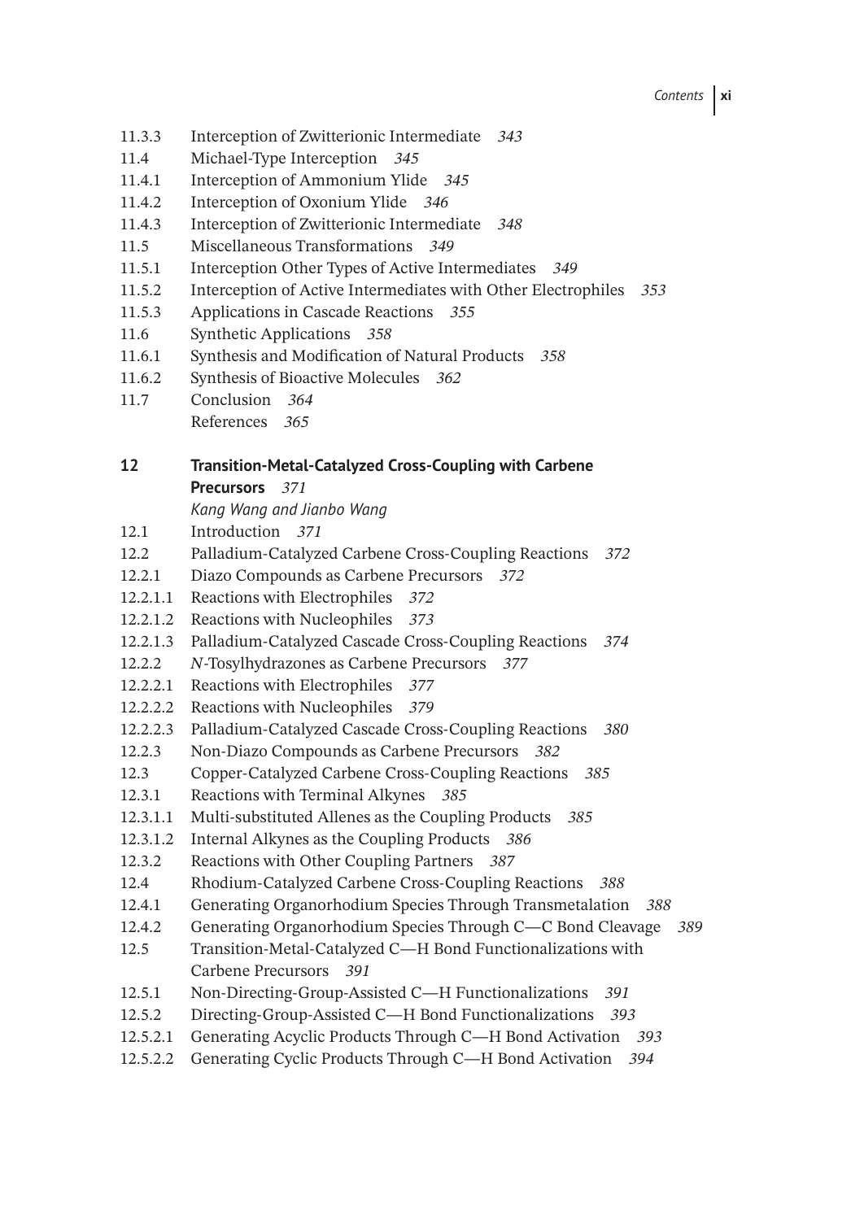11.3.3 Interception of Zwitterionic Intermediate *343*
11.4 Michael-Type Interception *345*
11.4.1 Interception of Ammonium Ylide *345*
11.4.2 Interception of Oxonium Ylide *346*
11.4.3 Interception of Zwitterionic Intermediate *348*
11.5 Miscellaneous Transformations *349*
11.5.1 Interception Other Types of Active Intermediates *349*
11.5.2 Interception of Active Intermediates with Other Electrophiles *353*
11.5.3 Applications in Cascade Reactions *355*
11.6 Synthetic Applications *358*
11.6.1 Synthesis and Modification of Natural Products *358*
11.6.2 Synthesis of Bioactive Molecules *362*
11.7 Conclusion *364*
References *365*

**12 Transition-Metal-Catalyzed Cross-Coupling with Carbene Precursors** *371*
*Kang Wang and Jianbo Wang*

12.1 Introduction *371*
12.2 Palladium-Catalyzed Carbene Cross-Coupling Reactions *372*
12.2.1 Diazo Compounds as Carbene Precursors *372*
12.2.1.1 Reactions with Electrophiles *372*
12.2.1.2 Reactions with Nucleophiles *373*
12.2.1.3 Palladium-Catalyzed Cascade Cross-Coupling Reactions *374*
12.2.2 *N*-Tosylhydrazones as Carbene Precursors *377*
12.2.2.1 Reactions with Electrophiles *377*
12.2.2.2 Reactions with Nucleophiles *379*
12.2.2.3 Palladium-Catalyzed Cascade Cross-Coupling Reactions *380*
12.2.3 Non-Diazo Compounds as Carbene Precursors *382*
12.3 Copper-Catalyzed Carbene Cross-Coupling Reactions *385*
12.3.1 Reactions with Terminal Alkynes *385*
12.3.1.1 Multi-substituted Allenes as the Coupling Products *385*
12.3.1.2 Internal Alkynes as the Coupling Products *386*
12.3.2 Reactions with Other Coupling Partners *387*
12.4 Rhodium-Catalyzed Carbene Cross-Coupling Reactions *388*
12.4.1 Generating Organorhodium Species Through Transmetalation *388*
12.4.2 Generating Organorhodium Species Through C—C Bond Cleavage *389*
12.5 Transition-Metal-Catalyzed C—H Bond Functionalizations with Carbene Precursors *391*
12.5.1 Non-Directing-Group-Assisted C—H Functionalizations *391*
12.5.2 Directing-Group-Assisted C—H Bond Functionalizations *393*
12.5.2.1 Generating Acyclic Products Through C—H Bond Activation *393*
12.5.2.2 Generating Cyclic Products Through C—H Bond Activation *394*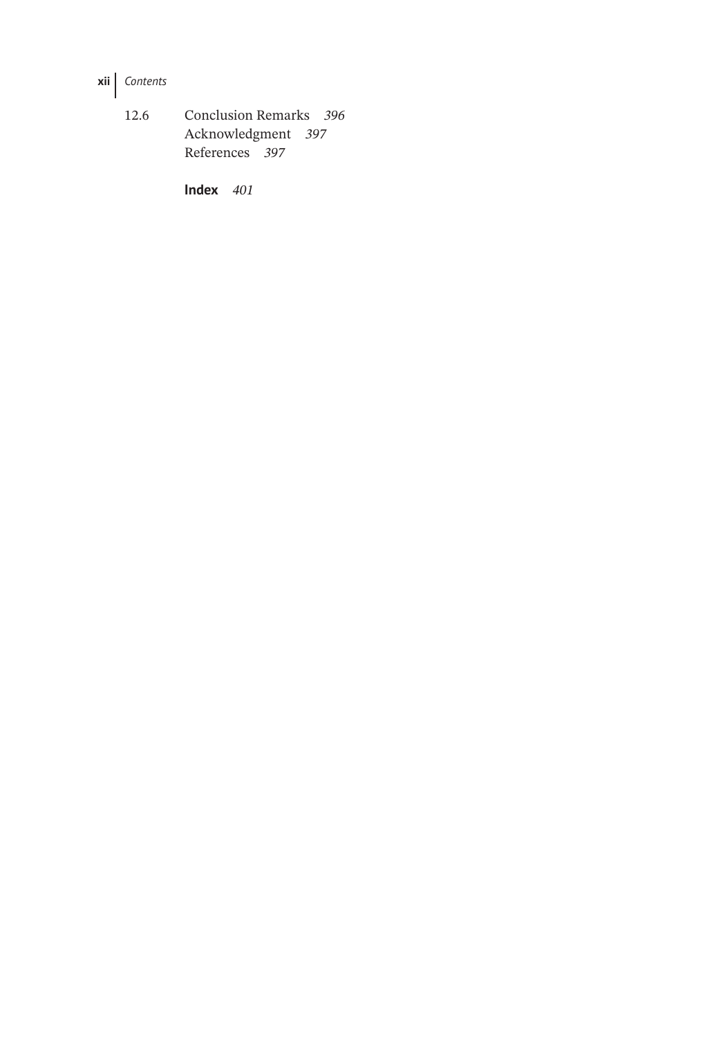12.6 Conclusion Remarks *396*
Acknowledgment *397*
References *397*

**Index** *401*